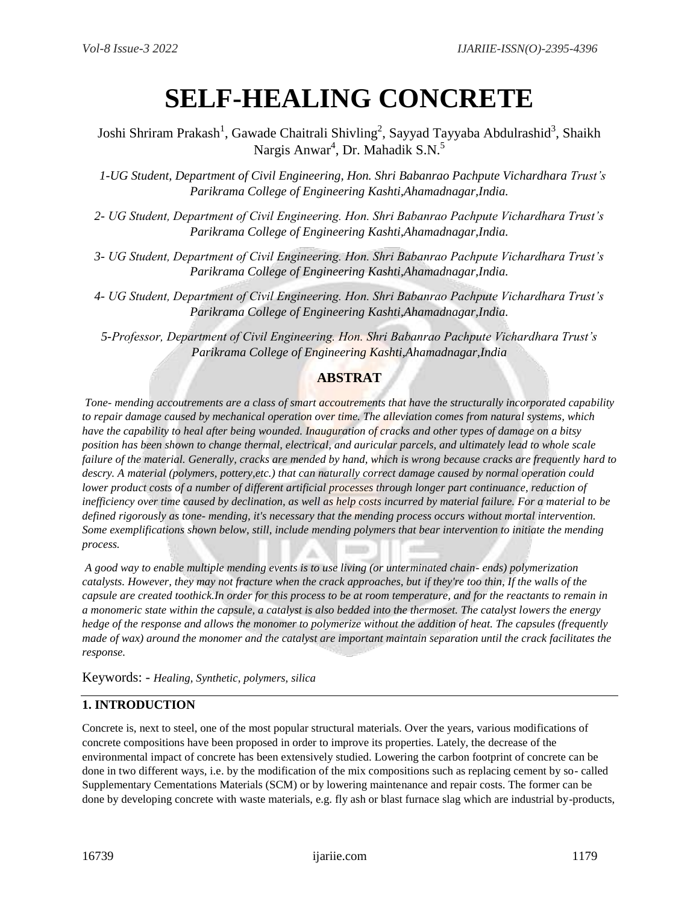# SELF-HEALING CONCRETE

Joshi Shriram Prakash[1], Gawade Chaitrali Shivling[2], Sayyad Tayyaba Abdulrashid[3], Shaikh Nargis Anwar[4], Dr. Mahadik S.N.[5]

*1-UG Student, Department of Civil Engineering, Hon. Shri Babanrao Pachpute Vichardhara Trust's Parikrama College of Engineering Kashti,Ahamadnagar,India.*

*2- UG Student, Department of Civil Engineering. Hon. Shri Babanrao Pachpute Vichardhara Trust's Parikrama College of Engineering Kashti,Ahamadnagar,India.*

*3- UG Student, Department of Civil Engineering. Hon. Shri Babanrao Pachpute Vichardhara Trust's Parikrama College of Engineering Kashti,Ahamadnagar,India.*

*4- UG Student, Department of Civil Engineering. Hon. Shri Babanrao Pachpute Vichardhara Trust's Parikrama College of Engineering Kashti,Ahamadnagar,India.*

*5-Professor, Department of Civil Engineering. Hon. Shri Babanrao Pachpute Vichardhara Trust's Parikrama College of Engineering Kashti,Ahamadnagar,India*

## ABSTRAT

*Tone- mending accoutrements are a class of smart accoutrements that have the structurally incorporated capability to repair damage caused by mechanical operation over time. The alleviation comes from natural systems, which have the capability to heal after being wounded. Inauguration of cracks and other types of damage on a bitsy position has been shown to change thermal, electrical, and auricular parcels, and ultimately lead to whole scale failure of the material. Generally, cracks are mended by hand, which is wrong because cracks are frequently hard to descry. A material (polymers, pottery,etc.) that can naturally correct damage caused by normal operation could lower product costs of a number of different artificial processes through longer part continuance, reduction of inefficiency over time caused by declination, as well as help costs incurred by material failure. For a material to be defined rigorously as tone- mending, it's necessary that the mending process occurs without mortal intervention. Some exemplifications shown below, still, include mending polymers that bear intervention to initiate the mending process.*

*A good way to enable multiple mending events is to use living (or unterminated chain- ends) polymerization catalysts. However, they may not fracture when the crack approaches, but if they're too thin, If the walls of the capsule are created toothick.In order for this process to be at room temperature, and for the reactants to remain in a monomeric state within the capsule, a catalyst is also bedded into the thermoset. The catalyst lowers the energy hedge of the response and allows the monomer to polymerize without the addition of heat. The capsules (frequently made of wax) around the monomer and the catalyst are important maintain separation until the crack facilitates the response.*

Keywords: - *Healing, Synthetic, polymers, silica*

## 1. INTRODUCTION

Concrete is, next to steel, one of the most popular structural materials. Over the years, various modifications of concrete compositions have been proposed in order to improve its properties. Lately, the decrease of the environmental impact of concrete has been extensively studied. Lowering the carbon footprint of concrete can be done in two different ways, i.e. by the modification of the mix compositions such as replacing cement by so- called Supplementary Cementations Materials (SCM) or by lowering maintenance and repair costs. The former can be done by developing concrete with waste materials, e.g. fly ash or blast furnace slag which are industrial by-products,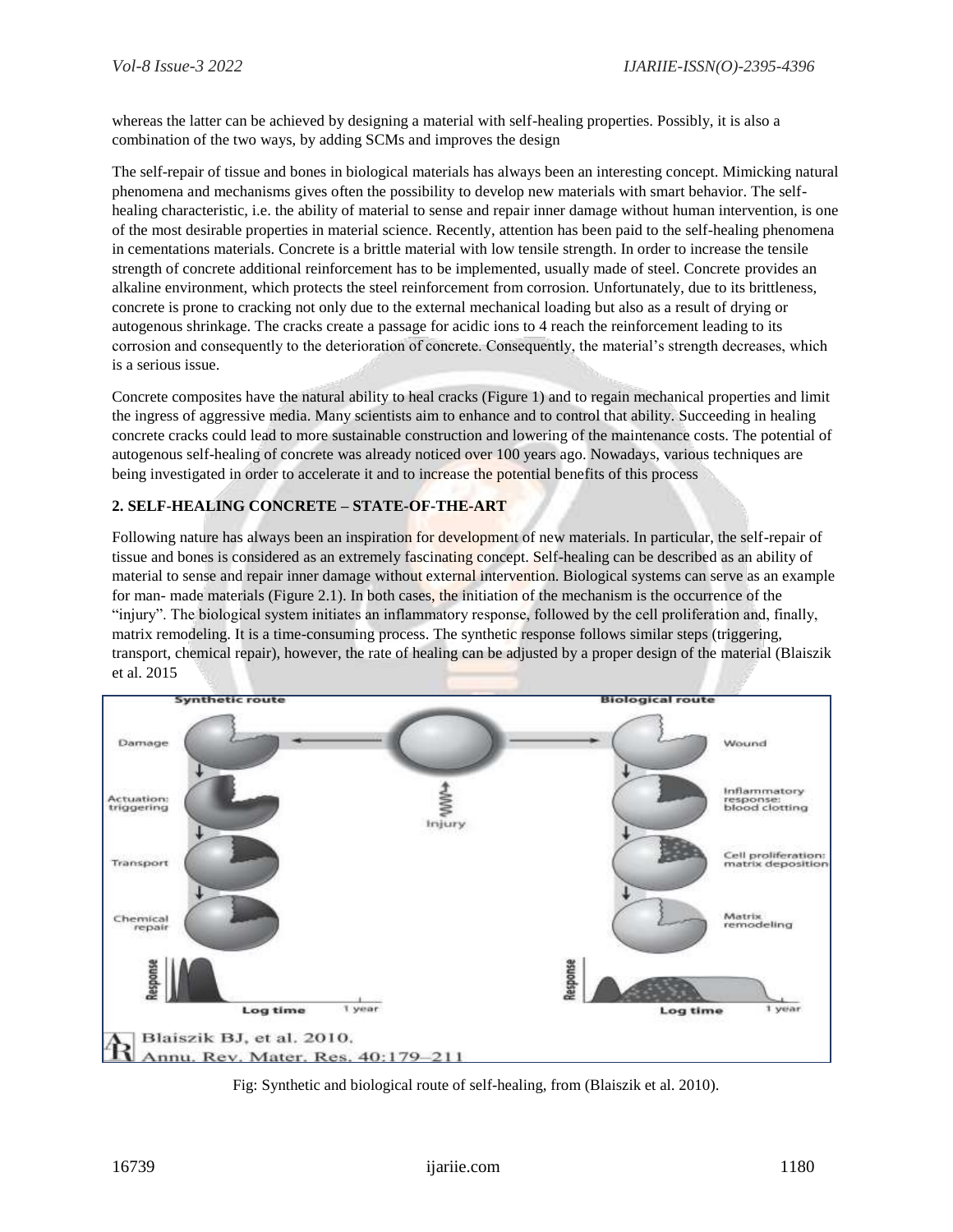whereas the latter can be achieved by designing a material with self-healing properties. Possibly, it is also a combination of the two ways, by adding SCMs and improves the design

The self-repair of tissue and bones in biological materials has always been an interesting concept. Mimicking natural phenomena and mechanisms gives often the possibility to develop new materials with smart behavior. The self-healing characteristic, i.e. the ability of material to sense and repair inner damage without human intervention, is one of the most desirable properties in material science. Recently, attention has been paid to the self-healing phenomena in cementations materials. Concrete is a brittle material with low tensile strength. In order to increase the tensile strength of concrete additional reinforcement has to be implemented, usually made of steel. Concrete provides an alkaline environment, which protects the steel reinforcement from corrosion. Unfortunately, due to its brittleness, concrete is prone to cracking not only due to the external mechanical loading but also as a result of drying or autogenous shrinkage. The cracks create a passage for acidic ions to 4 reach the reinforcement leading to its corrosion and consequently to the deterioration of concrete. Consequently, the material's strength decreases, which is a serious issue.

Concrete composites have the natural ability to heal cracks (Figure 1) and to regain mechanical properties and limit the ingress of aggressive media. Many scientists aim to enhance and to control that ability. Succeeding in healing concrete cracks could lead to more sustainable construction and lowering of the maintenance costs. The potential of autogenous self-healing of concrete was already noticed over 100 years ago. Nowadays, various techniques are being investigated in order to accelerate it and to increase the potential benefits of this process

## 2. SELF-HEALING CONCRETE – STATE-OF-THE-ART

Following nature has always been an inspiration for development of new materials. In particular, the self-repair of tissue and bones is considered as an extremely fascinating concept. Self-healing can be described as an ability of material to sense and repair inner damage without external intervention. Biological systems can serve as an example for man- made materials (Figure 2.1). In both cases, the initiation of the mechanism is the occurrence of the "injury". The biological system initiates an inflammatory response, followed by the cell proliferation and, finally, matrix remodeling. It is a time-consuming process. The synthetic response follows similar steps (triggering, transport, chemical repair), however, the rate of healing can be adjusted by a proper design of the material (Blaiszik et al. 2015

Synthetic route
Biological route
Damage
Actuation: triggering
Transport
Chemical repair
Injury
Wound
Inflammatory response: blood clotting
Cell proliferation: matrix deposition
Matrix remodeling
Response
Log time
1 year
Blaiszik BJ, et al. 2010.
Annu. Rev. Mater. Res. 40:179–211

Fig: Synthetic and biological route of self-healing, from (Blaiszik et al. 2010).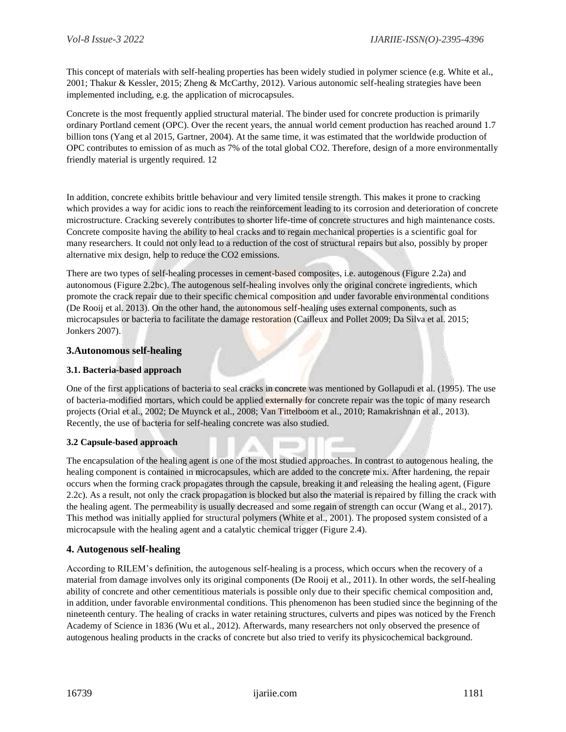This concept of materials with self-healing properties has been widely studied in polymer science (e.g. White et al., 2001; Thakur & Kessler, 2015; Zheng & McCarthy, 2012). Various autonomic self-healing strategies have been implemented including, e.g. the application of microcapsules.

Concrete is the most frequently applied structural material. The binder used for concrete production is primarily ordinary Portland cement (OPC). Over the recent years, the annual world cement production has reached around 1.7 billion tons (Yang et al 2015, Gartner, 2004). At the same time, it was estimated that the worldwide production of OPC contributes to emission of as much as 7% of the total global CO2. Therefore, design of a more environmentally friendly material is urgently required. 12

In addition, concrete exhibits brittle behaviour and very limited tensile strength. This makes it prone to cracking which provides a way for acidic ions to reach the reinforcement leading to its corrosion and deterioration of concrete microstructure. Cracking severely contributes to shorter life-time of concrete structures and high maintenance costs. Concrete composite having the ability to heal cracks and to regain mechanical properties is a scientific goal for many researchers. It could not only lead to a reduction of the cost of structural repairs but also, possibly by proper alternative mix design, help to reduce the CO2 emissions.

There are two types of self-healing processes in cement-based composites, i.e. autogenous (Figure 2.2a) and autonomous (Figure 2.2bc). The autogenous self-healing involves only the original concrete ingredients, which promote the crack repair due to their specific chemical composition and under favorable environmental conditions (De Rooij et al. 2013). On the other hand, the autonomous self-healing uses external components, such as microcapsules or bacteria to facilitate the damage restoration (Cailleux and Pollet 2009; Da Silva et al. 2015; Jonkers 2007).

## 3.Autonomous self-healing

### 3.1. Bacteria-based approach

One of the first applications of bacteria to seal cracks in concrete was mentioned by Gollapudi et al. (1995). The use of bacteria-modified mortars, which could be applied externally for concrete repair was the topic of many research projects (Orial et al., 2002; De Muynck et al., 2008; Van Tittelboom et al., 2010; Ramakrishnan et al., 2013). Recently, the use of bacteria for self-healing concrete was also studied.

### 3.2 Capsule-based approach

The encapsulation of the healing agent is one of the most studied approaches. In contrast to autogenous healing, the healing component is contained in microcapsules, which are added to the concrete mix. After hardening, the repair occurs when the forming crack propagates through the capsule, breaking it and releasing the healing agent, (Figure 2.2c). As a result, not only the crack propagation is blocked but also the material is repaired by filling the crack with the healing agent. The permeability is usually decreased and some regain of strength can occur (Wang et al., 2017). This method was initially applied for structural polymers (White et al., 2001). The proposed system consisted of a microcapsule with the healing agent and a catalytic chemical trigger (Figure 2.4).

## 4. Autogenous self-healing

According to RILEM's definition, the autogenous self-healing is a process, which occurs when the recovery of a material from damage involves only its original components (De Rooij et al., 2011). In other words, the self-healing ability of concrete and other cementitious materials is possible only due to their specific chemical composition and, in addition, under favorable environmental conditions. This phenomenon has been studied since the beginning of the nineteenth century. The healing of cracks in water retaining structures, culverts and pipes was noticed by the French Academy of Science in 1836 (Wu et al., 2012). Afterwards, many researchers not only observed the presence of autogenous healing products in the cracks of concrete but also tried to verify its physicochemical background.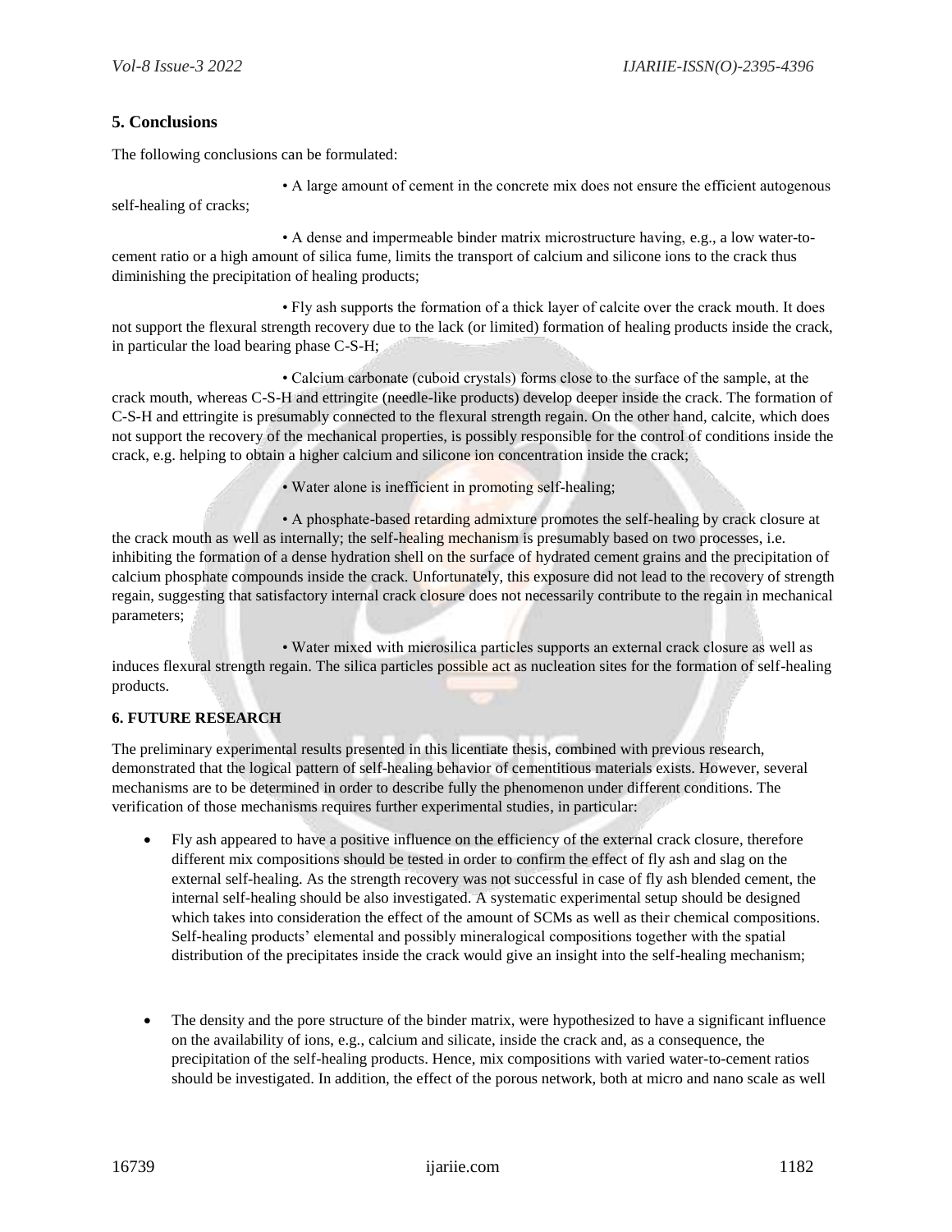## 5. Conclusions

The following conclusions can be formulated:

- A large amount of cement in the concrete mix does not ensure the efficient autogenous self-healing of cracks;
- A dense and impermeable binder matrix microstructure having, e.g., a low water-to-cement ratio or a high amount of silica fume, limits the transport of calcium and silicone ions to the crack thus diminishing the precipitation of healing products;
- Fly ash supports the formation of a thick layer of calcite over the crack mouth. It does not support the flexural strength recovery due to the lack (or limited) formation of healing products inside the crack, in particular the load bearing phase C-S-H;
- Calcium carbonate (cuboid crystals) forms close to the surface of the sample, at the crack mouth, whereas C-S-H and ettringite (needle-like products) develop deeper inside the crack. The formation of C-S-H and ettringite is presumably connected to the flexural strength regain. On the other hand, calcite, which does not support the recovery of the mechanical properties, is possibly responsible for the control of conditions inside the crack, e.g. helping to obtain a higher calcium and silicone ion concentration inside the crack;
- Water alone is inefficient in promoting self-healing;
- A phosphate-based retarding admixture promotes the self-healing by crack closure at the crack mouth as well as internally; the self-healing mechanism is presumably based on two processes, i.e. inhibiting the formation of a dense hydration shell on the surface of hydrated cement grains and the precipitation of calcium phosphate compounds inside the crack. Unfortunately, this exposure did not lead to the recovery of strength regain, suggesting that satisfactory internal crack closure does not necessarily contribute to the regain in mechanical parameters;
- Water mixed with microsilica particles supports an external crack closure as well as induces flexural strength regain. The silica particles possible act as nucleation sites for the formation of self-healing products.

## 6. FUTURE RESEARCH

The preliminary experimental results presented in this licentiate thesis, combined with previous research, demonstrated that the logical pattern of self-healing behavior of cementitious materials exists. However, several mechanisms are to be determined in order to describe fully the phenomenon under different conditions. The verification of those mechanisms requires further experimental studies, in particular:

- Fly ash appeared to have a positive influence on the efficiency of the external crack closure, therefore different mix compositions should be tested in order to confirm the effect of fly ash and slag on the external self-healing. As the strength recovery was not successful in case of fly ash blended cement, the internal self-healing should be also investigated. A systematic experimental setup should be designed which takes into consideration the effect of the amount of SCMs as well as their chemical compositions. Self-healing products' elemental and possibly mineralogical compositions together with the spatial distribution of the precipitates inside the crack would give an insight into the self-healing mechanism;
- The density and the pore structure of the binder matrix, were hypothesized to have a significant influence on the availability of ions, e.g., calcium and silicate, inside the crack and, as a consequence, the precipitation of the self-healing products. Hence, mix compositions with varied water-to-cement ratios should be investigated. In addition, the effect of the porous network, both at micro and nano scale as well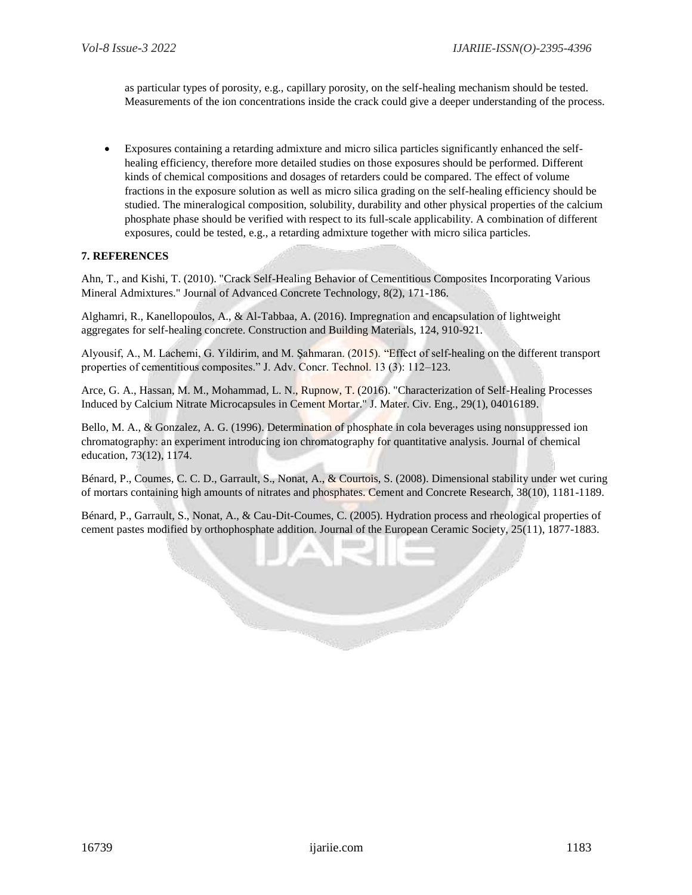as particular types of porosity, e.g., capillary porosity, on the self-healing mechanism should be tested. Measurements of the ion concentrations inside the crack could give a deeper understanding of the process.

- Exposures containing a retarding admixture and micro silica particles significantly enhanced the self-healing efficiency, therefore more detailed studies on those exposures should be performed. Different kinds of chemical compositions and dosages of retarders could be compared. The effect of volume fractions in the exposure solution as well as micro silica grading on the self-healing efficiency should be studied. The mineralogical composition, solubility, durability and other physical properties of the calcium phosphate phase should be verified with respect to its full-scale applicability. A combination of different exposures, could be tested, e.g., a retarding admixture together with micro silica particles.

## 7. REFERENCES

Ahn, T., and Kishi, T. (2010). "Crack Self-Healing Behavior of Cementitious Composites Incorporating Various Mineral Admixtures." Journal of Advanced Concrete Technology, 8(2), 171-186.

Alghamri, R., Kanellopoulos, A., & Al-Tabbaa, A. (2016). Impregnation and encapsulation of lightweight aggregates for self-healing concrete. Construction and Building Materials, 124, 910-921.

Alyousif, A., M. Lachemi, G. Yildirim, and M. Şahmaran. (2015). "Effect of self-healing on the different transport properties of cementitious composites." J. Adv. Concr. Technol. 13 (3): 112–123.

Arce, G. A., Hassan, M. M., Mohammad, L. N., Rupnow, T. (2016). "Characterization of Self-Healing Processes Induced by Calcium Nitrate Microcapsules in Cement Mortar." J. Mater. Civ. Eng., 29(1), 04016189.

Bello, M. A., & Gonzalez, A. G. (1996). Determination of phosphate in cola beverages using nonsuppressed ion chromatography: an experiment introducing ion chromatography for quantitative analysis. Journal of chemical education, 73(12), 1174.

Bénard, P., Coumes, C. C. D., Garrault, S., Nonat, A., & Courtois, S. (2008). Dimensional stability under wet curing of mortars containing high amounts of nitrates and phosphates. Cement and Concrete Research, 38(10), 1181-1189.

Bénard, P., Garrault, S., Nonat, A., & Cau-Dit-Coumes, C. (2005). Hydration process and rheological properties of cement pastes modified by orthophosphate addition. Journal of the European Ceramic Society, 25(11), 1877-1883.